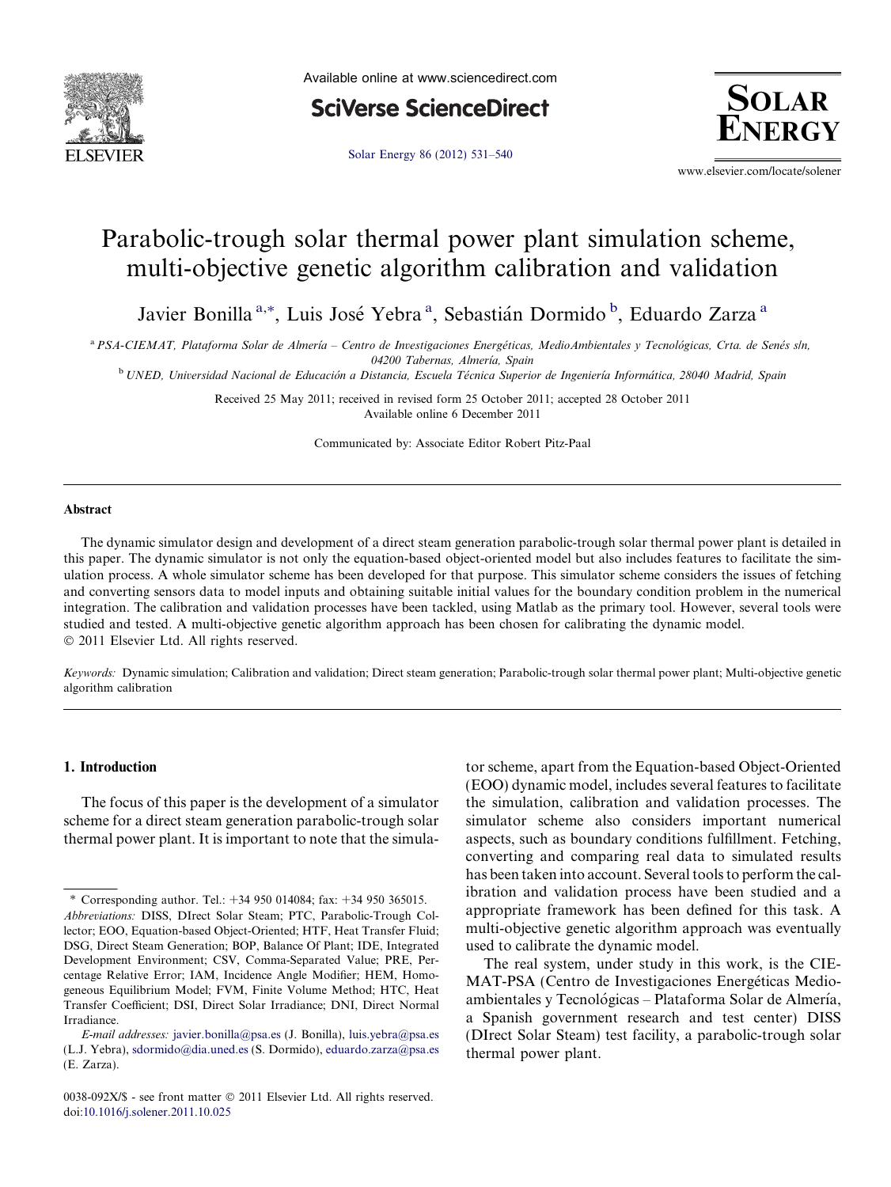# Parabolic-trough solar thermal power plant simulation scheme, multi-objective genetic algorithm calibration and validation

Javier Bonilla [a,*], Luis José Yebra [a], Sebastián Dormido [b], Eduardo Zarza [a]

[a] PSA-CIEMAT, Plataforma Solar de Almería – Centro de Investigaciones Energéticas, MedioAmbientales y Tecnológicas, Crta. de Senés s/n, 04200 Tabernas, Almería, Spain

[b] UNED, Universidad Nacional de Educación a Distancia, Escuela Técnica Superior de Ingeniería Informática, 28040 Madrid, Spain

Received 25 May 2011; received in revised form 25 October 2011; accepted 28 October 2011
Available online 6 December 2011

Communicated by: Associate Editor Robert Pitz-Paal

## Abstract

The dynamic simulator design and development of a direct steam generation parabolic-trough solar thermal power plant is detailed in this paper. The dynamic simulator is not only the equation-based object-oriented model but also includes features to facilitate the simulation process. A whole simulator scheme has been developed for that purpose. This simulator scheme considers the issues of fetching and converting sensors data to model inputs and obtaining suitable initial values for the boundary condition problem in the numerical integration. The calibration and validation processes have been tackled, using Matlab as the primary tool. However, several tools were studied and tested. A multi-objective genetic algorithm approach has been chosen for calibrating the dynamic model.
© 2011 Elsevier Ltd. All rights reserved.

*Keywords:* Dynamic simulation; Calibration and validation; Direct steam generation; Parabolic-trough solar thermal power plant; Multi-objective genetic algorithm calibration

## 1. Introduction

The focus of this paper is the development of a simulator scheme for a direct steam generation parabolic-trough solar thermal power plant. It is important to note that the simulator scheme, apart from the Equation-based Object-Oriented (EOO) dynamic model, includes several features to facilitate the simulation, calibration and validation processes. The simulator scheme also considers important numerical aspects, such as boundary conditions fulfillment. Fetching, converting and comparing real data to simulated results has been taken into account. Several tools to perform the calibration and validation process have been studied and a appropriate framework has been defined for this task. A multi-objective genetic algorithm approach was eventually used to calibrate the dynamic model.

The real system, under study in this work, is the CIEMAT-PSA (Centro de Investigaciones Energéticas Medioambientales y Tecnológicas – Plataforma Solar de Almería, a Spanish government research and test center) DISS (DIrect Solar Steam) test facility, a parabolic-trough solar thermal power plant.

---

* Corresponding author. Tel.: +34 950 014084; fax: +34 950 365015.

*Abbreviations:* DISS, DIrect Solar Steam; PTC, Parabolic-Trough Collector; EOO, Equation-based Object-Oriented; HTF, Heat Transfer Fluid; DSG, Direct Steam Generation; BOP, Balance Of Plant; IDE, Integrated Development Environment; CSV, Comma-Separated Value; PRE, Percentage Relative Error; IAM, Incidence Angle Modifier; HEM, Homogeneous Equilibrium Model; FVM, Finite Volume Method; HTC, Heat Transfer Coefficient; DSI, Direct Solar Irradiance; DNI, Direct Normal Irradiance.

*E-mail addresses:* javier.bonilla@psa.es (J. Bonilla), luis.yebra@psa.es (L.J. Yebra), sdormido@dia.uned.es (S. Dormido), eduardo.zarza@psa.es (E. Zarza).

0038-092X/$ - see front matter © 2011 Elsevier Ltd. All rights reserved.
doi:10.1016/j.solener.2011.10.025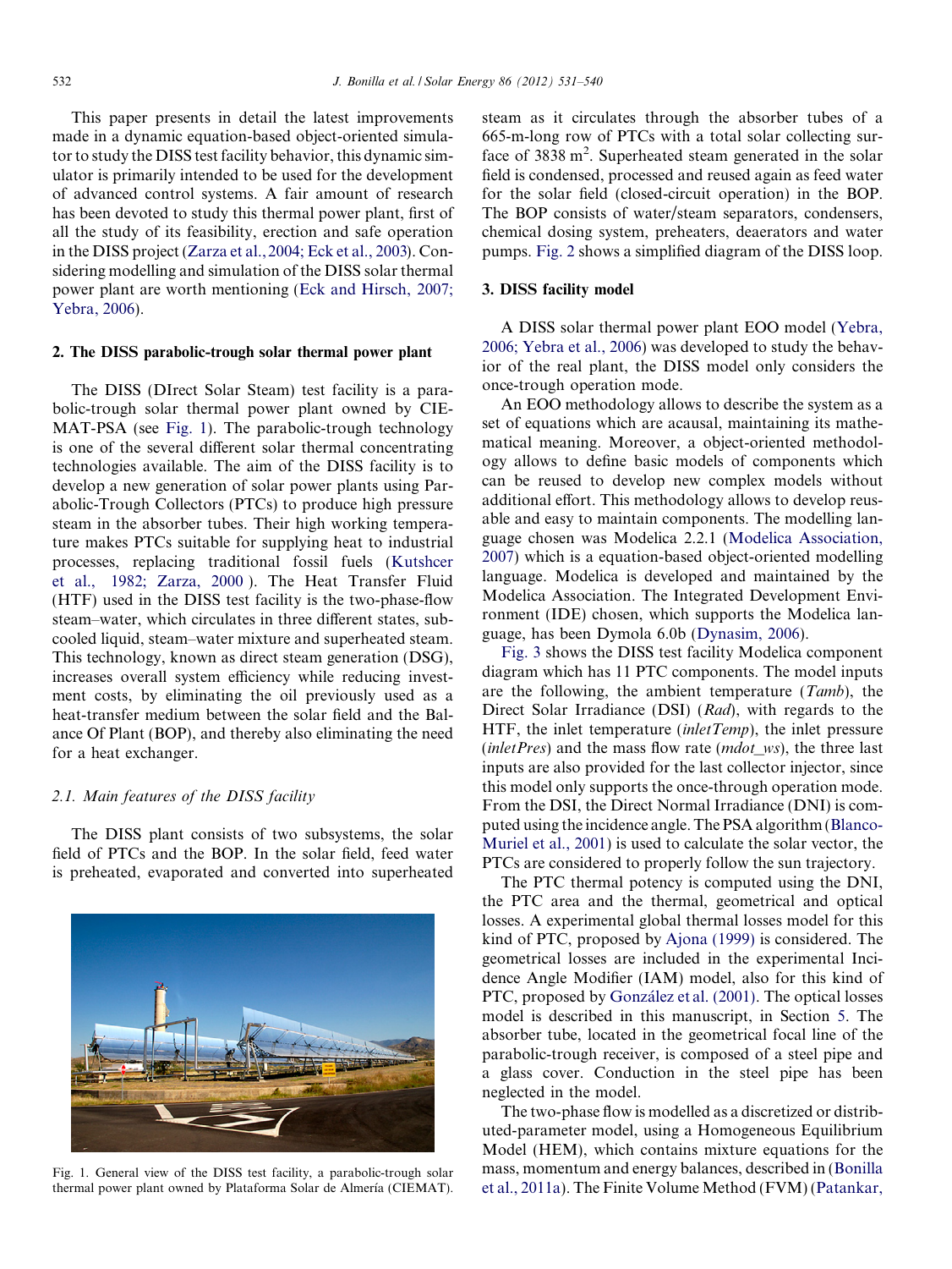This paper presents in detail the latest improvements made in a dynamic equation-based object-oriented simulator to study the DISS test facility behavior, this dynamic simulator is primarily intended to be used for the development of advanced control systems. A fair amount of research has been devoted to study this thermal power plant, first of all the study of its feasibility, erection and safe operation in the DISS project (Zarza et al., 2004; Eck et al., 2003). Considering modelling and simulation of the DISS solar thermal power plant are worth mentioning (Eck and Hirsch, 2007; Yebra, 2006).

## 2. The DISS parabolic-trough solar thermal power plant

The DISS (DIrect Solar Steam) test facility is a parabolic-trough solar thermal power plant owned by CIEMAT-PSA (see Fig. 1). The parabolic-trough technology is one of the several different solar thermal concentrating technologies available. The aim of the DISS facility is to develop a new generation of solar power plants using Parabolic-Trough Collectors (PTCs) to produce high pressure steam in the absorber tubes. Their high working temperature makes PTCs suitable for supplying heat to industrial processes, replacing traditional fossil fuels (Kutshcer et al., 1982; Zarza, 2000 ). The Heat Transfer Fluid (HTF) used in the DISS test facility is the two-phase-flow steam–water, which circulates in three different states, subcooled liquid, steam–water mixture and superheated steam. This technology, known as direct steam generation (DSG), increases overall system efficiency while reducing investment costs, by eliminating the oil previously used as a heat-transfer medium between the solar field and the Balance Of Plant (BOP), and thereby also eliminating the need for a heat exchanger.

### 2.1. Main features of the DISS facility

The DISS plant consists of two subsystems, the solar field of PTCs and the BOP. In the solar field, feed water is preheated, evaporated and converted into superheated steam as it circulates through the absorber tubes of a 665-m-long row of PTCs with a total solar collecting surface of 3838 m$^2$. Superheated steam generated in the solar field is condensed, processed and reused again as feed water for the solar field (closed-circuit operation) in the BOP. The BOP consists of water/steam separators, condensers, chemical dosing system, preheaters, deaerators and water pumps. Fig. 2 shows a simplified diagram of the DISS loop.

Fig. 1. General view of the DISS test facility, a parabolic-trough solar thermal power plant owned by Plataforma Solar de Almería (CIEMAT).

## 3. DISS facility model

A DISS solar thermal power plant EOO model (Yebra, 2006; Yebra et al., 2006) was developed to study the behavior of the real plant, the DISS model only considers the once-trough operation mode.

An EOO methodology allows to describe the system as a set of equations which are acausal, maintaining its mathematical meaning. Moreover, a object-oriented methodology allows to define basic models of components which can be reused to develop new complex models without additional effort. This methodology allows to develop reusable and easy to maintain components. The modelling language chosen was Modelica 2.2.1 (Modelica Association, 2007) which is a equation-based object-oriented modelling language. Modelica is developed and maintained by the Modelica Association. The Integrated Development Environment (IDE) chosen, which supports the Modelica language, has been Dymola 6.0b (Dynasim, 2006).

Fig. 3 shows the DISS test facility Modelica component diagram which has 11 PTC components. The model inputs are the following, the ambient temperature (*Tamb*), the Direct Solar Irradiance (DSI) (*Rad*), with regards to the HTF, the inlet temperature (*inletTemp*), the inlet pressure (*inletPres*) and the mass flow rate (*mdot_ws*), the three last inputs are also provided for the last collector injector, since this model only supports the once-through operation mode. From the DSI, the Direct Normal Irradiance (DNI) is computed using the incidence angle. The PSA algorithm (Blanco-Muriel et al., 2001) is used to calculate the solar vector, the PTCs are considered to properly follow the sun trajectory.

The PTC thermal potency is computed using the DNI, the PTC area and the thermal, geometrical and optical losses. A experimental global thermal losses model for this kind of PTC, proposed by Ajona (1999) is considered. The geometrical losses are included in the experimental Incidence Angle Modifier (IAM) model, also for this kind of PTC, proposed by González et al. (2001). The optical losses model is described in this manuscript, in Section 5. The absorber tube, located in the geometrical focal line of the parabolic-trough receiver, is composed of a steel pipe and a glass cover. Conduction in the steel pipe has been neglected in the model.

The two-phase flow is modelled as a discretized or distributed-parameter model, using a Homogeneous Equilibrium Model (HEM), which contains mixture equations for the mass, momentum and energy balances, described in (Bonilla et al., 2011a). The Finite Volume Method (FVM) (Patankar,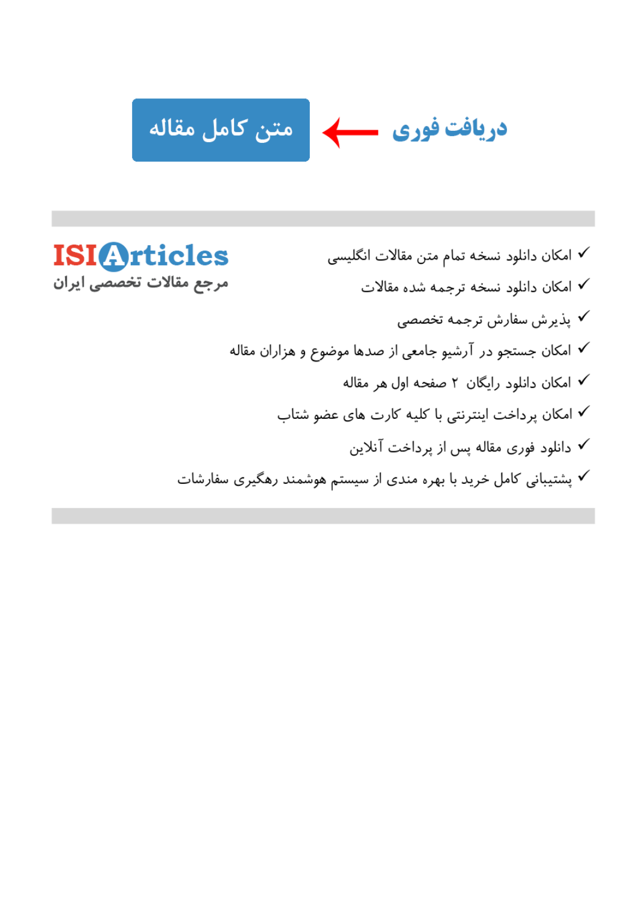دریافت فوری ← متن کامل مقاله

**ISIArticles**
مرجع مقالات تخصصی ایران

- ✓ امکان دانلود نسخه تمام متن مقالات انگلیسی
- ✓ امکان دانلود نسخه ترجمه شده مقالات
- ✓ پذیرش سفارش ترجمه تخصصی
- ✓ امکان جستجو در آرشیو جامعی از صدها موضوع و هزاران مقاله
- ✓ امکان دانلود رایگان ۲ صفحه اول هر مقاله
- ✓ امکان پرداخت اینترنتی با کلیه کارت های عضو شتاب
- ✓ دانلود فوری مقاله پس از پرداخت آنلاین
- ✓ پشتیبانی کامل خرید با بهره مندی از سیستم هوشمند رهگیری سفارشات